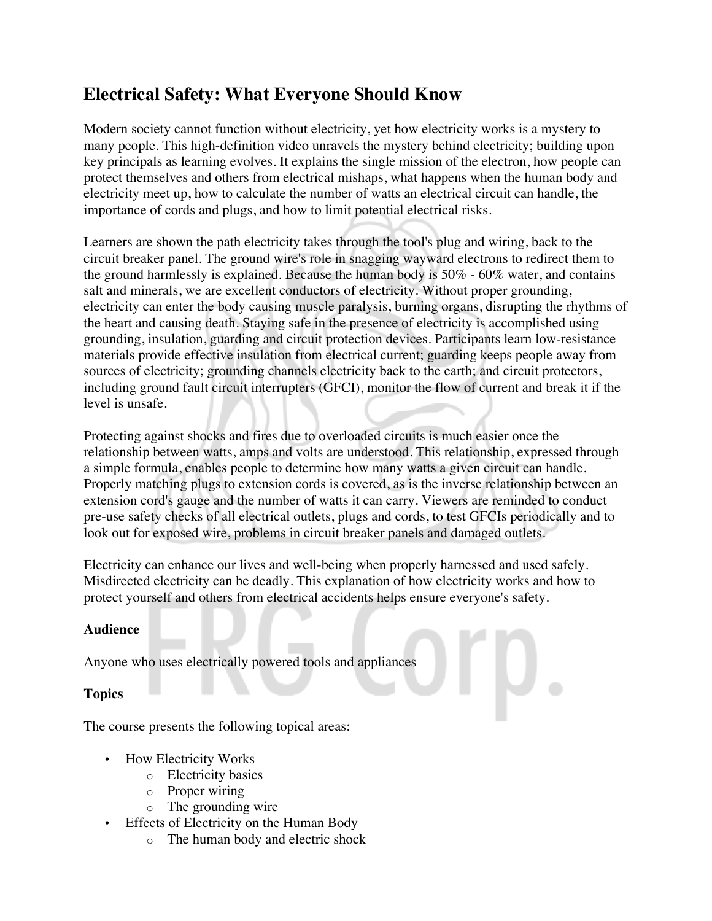# Electrical Safety: What Everyone Should Know

Modern society cannot function without electricity, yet how electricity works is a mystery to many people. This high-definition video unravels the mystery behind electricity; building upon key principals as learning evolves. It explains the single mission of the electron, how people can protect themselves and others from electrical mishaps, what happens when the human body and electricity meet up, how to calculate the number of watts an electrical circuit can handle, the importance of cords and plugs, and how to limit potential electrical risks.

Learners are shown the path electricity takes through the tool's plug and wiring, back to the circuit breaker panel. The ground wire's role in snagging wayward electrons to redirect them to the ground harmlessly is explained. Because the human body is 50% - 60% water, and contains salt and minerals, we are excellent conductors of electricity. Without proper grounding, electricity can enter the body causing muscle paralysis, burning organs, disrupting the rhythms of the heart and causing death. Staying safe in the presence of electricity is accomplished using grounding, insulation, guarding and circuit protection devices. Participants learn low-resistance materials provide effective insulation from electrical current; guarding keeps people away from sources of electricity; grounding channels electricity back to the earth; and circuit protectors, including ground fault circuit interrupters (GFCI), monitor the flow of current and break it if the level is unsafe.

Protecting against shocks and fires due to overloaded circuits is much easier once the relationship between watts, amps and volts are understood. This relationship, expressed through a simple formula, enables people to determine how many watts a given circuit can handle. Properly matching plugs to extension cords is covered, as is the inverse relationship between an extension cord's gauge and the number of watts it can carry. Viewers are reminded to conduct pre-use safety checks of all electrical outlets, plugs and cords, to test GFCIs periodically and to look out for exposed wire, problems in circuit breaker panels and damaged outlets.

Electricity can enhance our lives and well-being when properly harnessed and used safely. Misdirected electricity can be deadly. This explanation of how electricity works and how to protect yourself and others from electrical accidents helps ensure everyone's safety.

**Audience**

Anyone who uses electrically powered tools and appliances

**Topics**

The course presents the following topical areas:

- How Electricity Works
  - Electricity basics
  - Proper wiring
  - The grounding wire
- Effects of Electricity on the Human Body
  - The human body and electric shock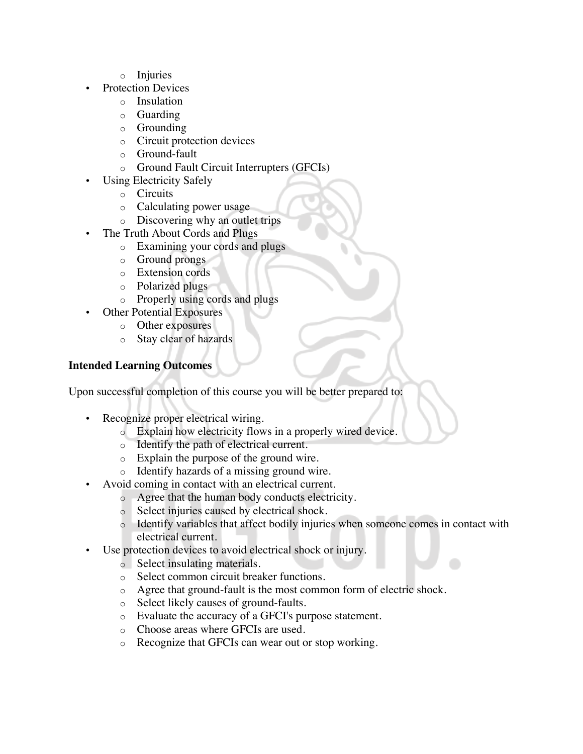- Injuries
- Protection Devices
  - Insulation
  - Guarding
  - Grounding
  - Circuit protection devices
  - Ground-fault
  - Ground Fault Circuit Interrupters (GFCIs)
- Using Electricity Safely
  - Circuits
  - Calculating power usage
  - Discovering why an outlet trips
- The Truth About Cords and Plugs
  - Examining your cords and plugs
  - Ground prongs
  - Extension cords
  - Polarized plugs
  - Properly using cords and plugs
- Other Potential Exposures
  - Other exposures
  - Stay clear of hazards

**Intended Learning Outcomes**

Upon successful completion of this course you will be better prepared to:

- Recognize proper electrical wiring.
  - Explain how electricity flows in a properly wired device.
  - Identify the path of electrical current.
  - Explain the purpose of the ground wire.
  - Identify hazards of a missing ground wire.
- Avoid coming in contact with an electrical current.
  - Agree that the human body conducts electricity.
  - Select injuries caused by electrical shock.
  - Identify variables that affect bodily injuries when someone comes in contact with electrical current.
- Use protection devices to avoid electrical shock or injury.
  - Select insulating materials.
  - Select common circuit breaker functions.
  - Agree that ground-fault is the most common form of electric shock.
  - Select likely causes of ground-faults.
  - Evaluate the accuracy of a GFCI's purpose statement.
  - Choose areas where GFCIs are used.
  - Recognize that GFCIs can wear out or stop working.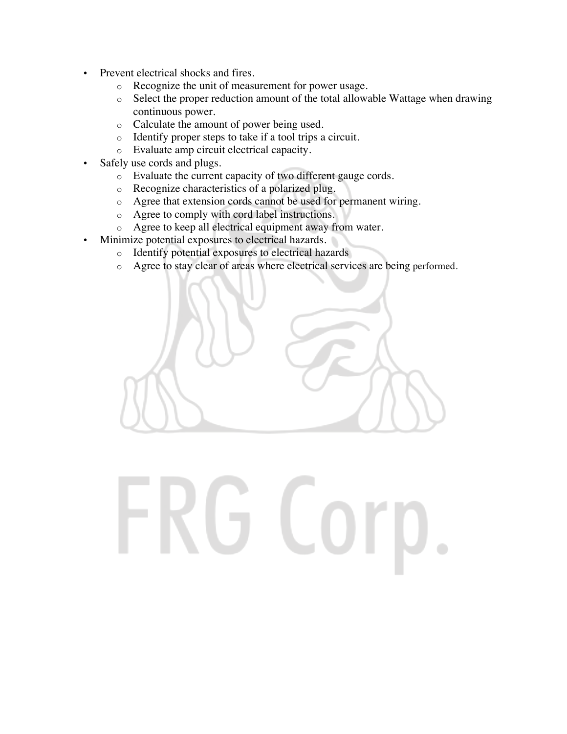- Prevent electrical shocks and fires.
  - Recognize the unit of measurement for power usage.
  - Select the proper reduction amount of the total allowable Wattage when drawing continuous power.
  - Calculate the amount of power being used.
  - Identify proper steps to take if a tool trips a circuit.
  - Evaluate amp circuit electrical capacity.
- Safely use cords and plugs.
  - Evaluate the current capacity of two different gauge cords.
  - Recognize characteristics of a polarized plug.
  - Agree that extension cords cannot be used for permanent wiring.
  - Agree to comply with cord label instructions.
  - Agree to keep all electrical equipment away from water.
- Minimize potential exposures to electrical hazards.
  - Identify potential exposures to electrical hazards
  - Agree to stay clear of areas where electrical services are being performed.